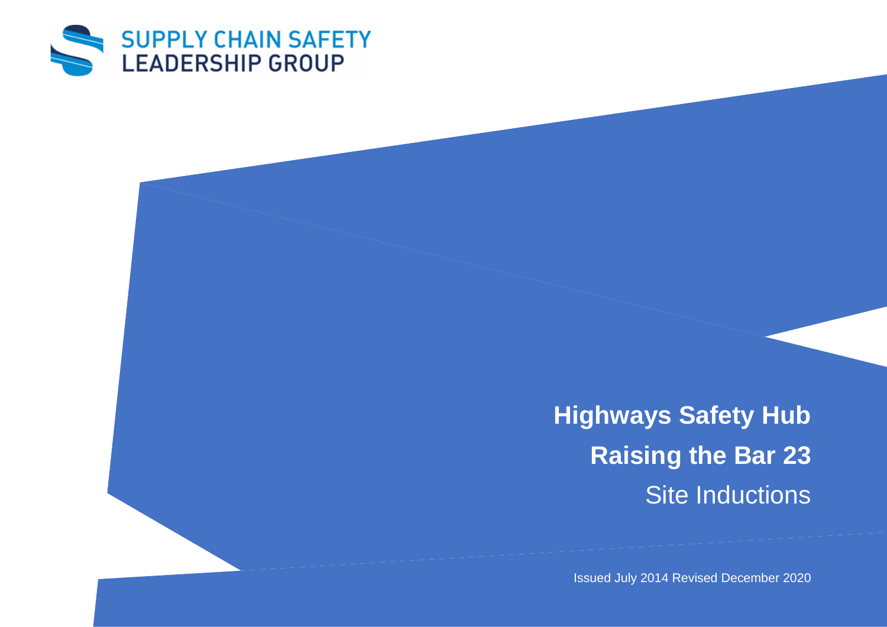SUPPLY CHAIN SAFETY
LEADERSHIP GROUP

# Highways Safety Hub

# Raising the Bar 23

## Site Inductions

Issued July 2014 Revised December 2020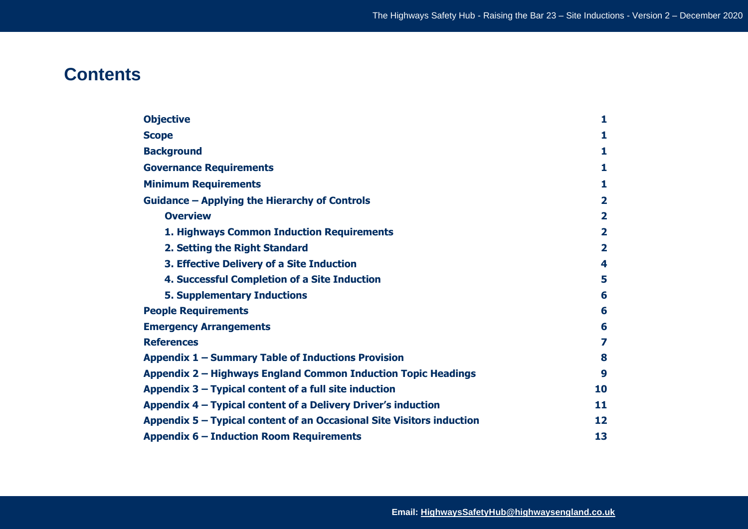## Contents

| | |
|---|---|
| **Objective** | **1** |
| **Scope** | **1** |
| **Background** | **1** |
| **Governance Requirements** | **1** |
| **Minimum Requirements** | **1** |
| **Guidance – Applying the Hierarchy of Controls** | **2** |
| &nbsp;&nbsp;&nbsp;&nbsp;**Overview** | **2** |
| &nbsp;&nbsp;&nbsp;&nbsp;**1. Highways Common Induction Requirements** | **2** |
| &nbsp;&nbsp;&nbsp;&nbsp;**2. Setting the Right Standard** | **2** |
| &nbsp;&nbsp;&nbsp;&nbsp;**3. Effective Delivery of a Site Induction** | **4** |
| &nbsp;&nbsp;&nbsp;&nbsp;**4. Successful Completion of a Site Induction** | **5** |
| &nbsp;&nbsp;&nbsp;&nbsp;**5. Supplementary Inductions** | **6** |
| **People Requirements** | **6** |
| **Emergency Arrangements** | **6** |
| **References** | **7** |
| **Appendix 1 – Summary Table of Inductions Provision** | **8** |
| **Appendix 2 – Highways England Common Induction Topic Headings** | **9** |
| **Appendix 3 – Typical content of a full site induction** | **10** |
| **Appendix 4 – Typical content of a Delivery Driver's induction** | **11** |
| **Appendix 5 – Typical content of an Occasional Site Visitors induction** | **12** |
| **Appendix 6 – Induction Room Requirements** | **13** |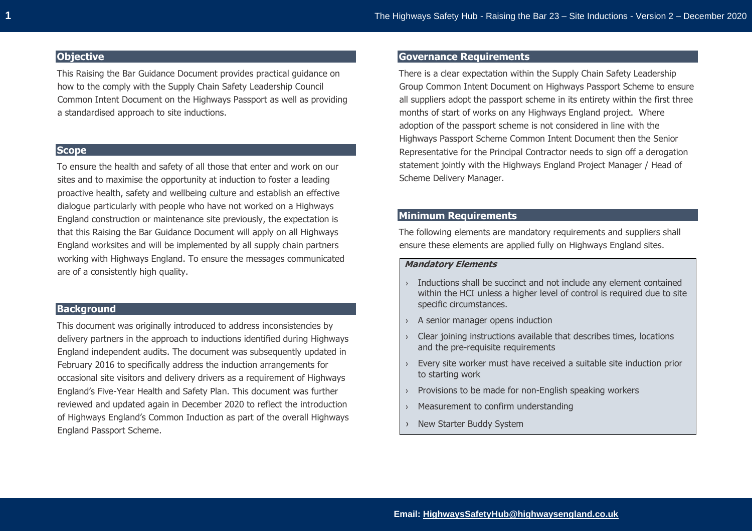## Objective

This Raising the Bar Guidance Document provides practical guidance on how to the comply with the Supply Chain Safety Leadership Council Common Intent Document on the Highways Passport as well as providing a standardised approach to site inductions.

## Scope

To ensure the health and safety of all those that enter and work on our sites and to maximise the opportunity at induction to foster a leading proactive health, safety and wellbeing culture and establish an effective dialogue particularly with people who have not worked on a Highways England construction or maintenance site previously, the expectation is that this Raising the Bar Guidance Document will apply on all Highways England worksites and will be implemented by all supply chain partners working with Highways England. To ensure the messages communicated are of a consistently high quality.

## Background

This document was originally introduced to address inconsistencies by delivery partners in the approach to inductions identified during Highways England independent audits. The document was subsequently updated in February 2016 to specifically address the induction arrangements for occasional site visitors and delivery drivers as a requirement of Highways England's Five-Year Health and Safety Plan. This document was further reviewed and updated again in December 2020 to reflect the introduction of Highways England's Common Induction as part of the overall Highways England Passport Scheme.

## Governance Requirements

There is a clear expectation within the Supply Chain Safety Leadership Group Common Intent Document on Highways Passport Scheme to ensure all suppliers adopt the passport scheme in its entirety within the first three months of start of works on any Highways England project. Where adoption of the passport scheme is not considered in line with the Highways Passport Scheme Common Intent Document then the Senior Representative for the Principal Contractor needs to sign off a derogation statement jointly with the Highways England Project Manager / Head of Scheme Delivery Manager.

## Minimum Requirements

The following elements are mandatory requirements and suppliers shall ensure these elements are applied fully on Highways England sites.

***Mandatory Elements***

- Inductions shall be succinct and not include any element contained within the HCI unless a higher level of control is required due to site specific circumstances.
- A senior manager opens induction
- Clear joining instructions available that describes times, locations and the pre-requisite requirements
- Every site worker must have received a suitable site induction prior to starting work
- Provisions to be made for non-English speaking workers
- Measurement to confirm understanding
- New Starter Buddy System

**Email: HighwaysSafetyHub@highwaysengland.co.uk**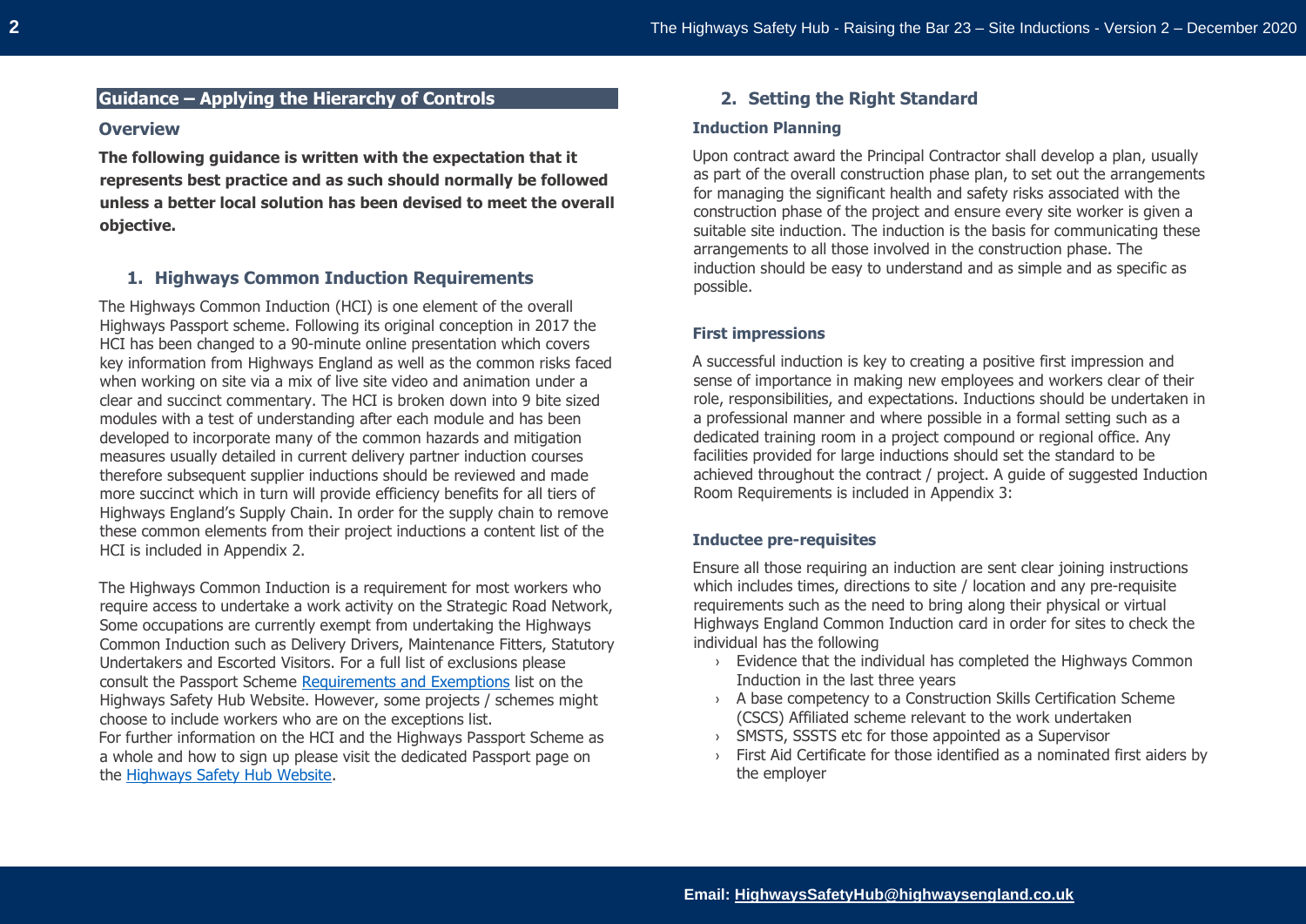## Guidance – Applying the Hierarchy of Controls

### Overview

**The following guidance is written with the expectation that it represents best practice and as such should normally be followed unless a better local solution has been devised to meet the overall objective.**

### 1. Highways Common Induction Requirements

The Highways Common Induction (HCI) is one element of the overall Highways Passport scheme. Following its original conception in 2017 the HCI has been changed to a 90-minute online presentation which covers key information from Highways England as well as the common risks faced when working on site via a mix of live site video and animation under a clear and succinct commentary. The HCI is broken down into 9 bite sized modules with a test of understanding after each module and has been developed to incorporate many of the common hazards and mitigation measures usually detailed in current delivery partner induction courses therefore subsequent supplier inductions should be reviewed and made more succinct which in turn will provide efficiency benefits for all tiers of Highways England's Supply Chain. In order for the supply chain to remove these common elements from their project inductions a content list of the HCI is included in Appendix 2.

The Highways Common Induction is a requirement for most workers who require access to undertake a work activity on the Strategic Road Network, Some occupations are currently exempt from undertaking the Highways Common Induction such as Delivery Drivers, Maintenance Fitters, Statutory Undertakers and Escorted Visitors. For a full list of exclusions please consult the Passport Scheme Requirements and Exemptions list on the Highways Safety Hub Website. However, some projects / schemes might choose to include workers who are on the exceptions list.
For further information on the HCI and the Highways Passport Scheme as a whole and how to sign up please visit the dedicated Passport page on the Highways Safety Hub Website.

### 2. Setting the Right Standard

#### Induction Planning

Upon contract award the Principal Contractor shall develop a plan, usually as part of the overall construction phase plan, to set out the arrangements for managing the significant health and safety risks associated with the construction phase of the project and ensure every site worker is given a suitable site induction. The induction is the basis for communicating these arrangements to all those involved in the construction phase. The induction should be easy to understand and as simple and as specific as possible.

#### First impressions

A successful induction is key to creating a positive first impression and sense of importance in making new employees and workers clear of their role, responsibilities, and expectations. Inductions should be undertaken in a professional manner and where possible in a formal setting such as a dedicated training room in a project compound or regional office. Any facilities provided for large inductions should set the standard to be achieved throughout the contract / project. A guide of suggested Induction Room Requirements is included in Appendix 3:

#### Inductee pre-requisites

Ensure all those requiring an induction are sent clear joining instructions which includes times, directions to site / location and any pre-requisite requirements such as the need to bring along their physical or virtual Highways England Common Induction card in order for sites to check the individual has the following

- Evidence that the individual has completed the Highways Common Induction in the last three years
- A base competency to a Construction Skills Certification Scheme (CSCS) Affiliated scheme relevant to the work undertaken
- SMSTS, SSSTS etc for those appointed as a Supervisor
- First Aid Certificate for those identified as a nominated first aiders by the employer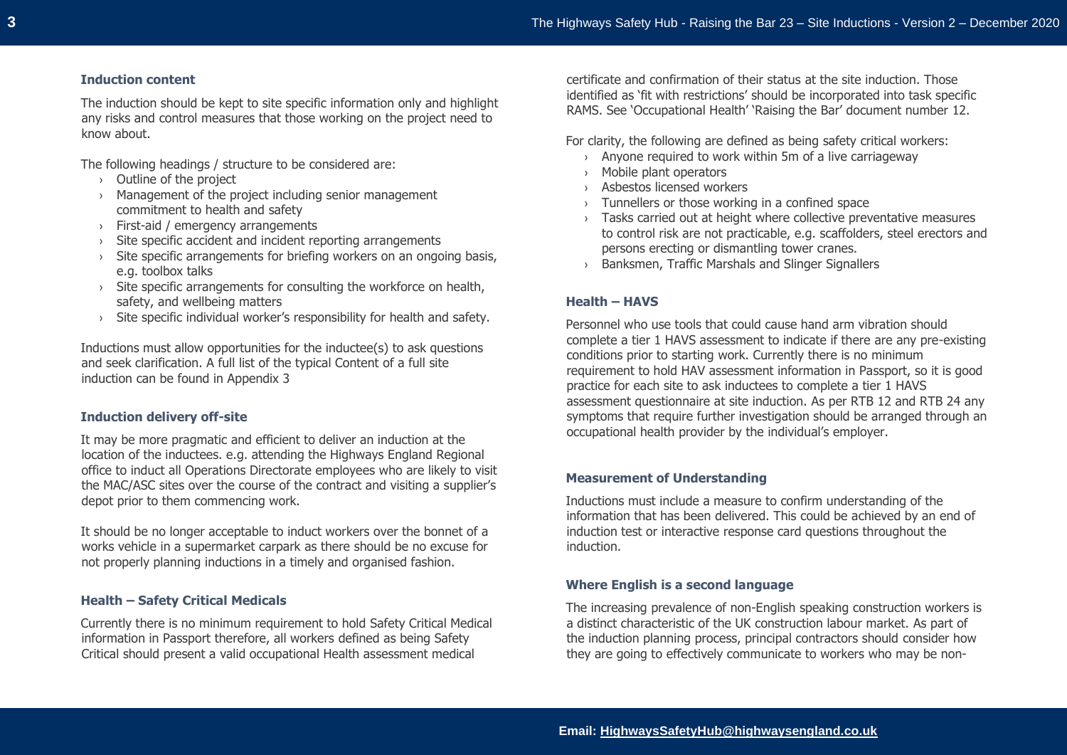### Induction content

The induction should be kept to site specific information only and highlight any risks and control measures that those working on the project need to know about.

The following headings / structure to be considered are:

- Outline of the project
- Management of the project including senior management commitment to health and safety
- First-aid / emergency arrangements
- Site specific accident and incident reporting arrangements
- Site specific arrangements for briefing workers on an ongoing basis, e.g. toolbox talks
- Site specific arrangements for consulting the workforce on health, safety, and wellbeing matters
- Site specific individual worker's responsibility for health and safety.

Inductions must allow opportunities for the inductee(s) to ask questions and seek clarification. A full list of the typical Content of a full site induction can be found in Appendix 3

### Induction delivery off-site

It may be more pragmatic and efficient to deliver an induction at the location of the inductees. e.g. attending the Highways England Regional office to induct all Operations Directorate employees who are likely to visit the MAC/ASC sites over the course of the contract and visiting a supplier's depot prior to them commencing work.

It should be no longer acceptable to induct workers over the bonnet of a works vehicle in a supermarket carpark as there should be no excuse for not properly planning inductions in a timely and organised fashion.

### Health – Safety Critical Medicals

Currently there is no minimum requirement to hold Safety Critical Medical information in Passport therefore, all workers defined as being Safety Critical should present a valid occupational Health assessment medical certificate and confirmation of their status at the site induction. Those identified as 'fit with restrictions' should be incorporated into task specific RAMS. See 'Occupational Health' 'Raising the Bar' document number 12.

For clarity, the following are defined as being safety critical workers:

- Anyone required to work within 5m of a live carriageway
- Mobile plant operators
- Asbestos licensed workers
- Tunnellers or those working in a confined space
- Tasks carried out at height where collective preventative measures to control risk are not practicable, e.g. scaffolders, steel erectors and persons erecting or dismantling tower cranes.
- Banksmen, Traffic Marshals and Slinger Signallers

### Health – HAVS

Personnel who use tools that could cause hand arm vibration should complete a tier 1 HAVS assessment to indicate if there are any pre-existing conditions prior to starting work. Currently there is no minimum requirement to hold HAV assessment information in Passport, so it is good practice for each site to ask inductees to complete a tier 1 HAVS assessment questionnaire at site induction. As per RTB 12 and RTB 24 any symptoms that require further investigation should be arranged through an occupational health provider by the individual's employer.

### Measurement of Understanding

Inductions must include a measure to confirm understanding of the information that has been delivered. This could be achieved by an end of induction test or interactive response card questions throughout the induction.

### Where English is a second language

The increasing prevalence of non-English speaking construction workers is a distinct characteristic of the UK construction labour market. As part of the induction planning process, principal contractors should consider how they are going to effectively communicate to workers who may be non-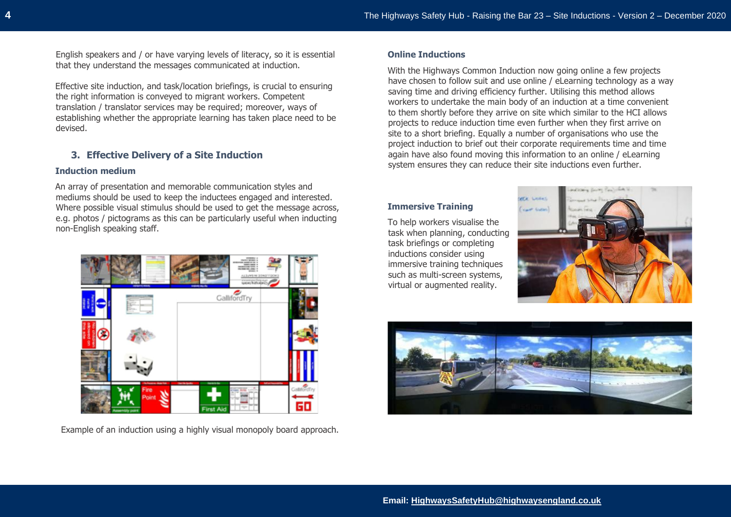English speakers and / or have varying levels of literacy, so it is essential that they understand the messages communicated at induction.

Effective site induction, and task/location briefings, is crucial to ensuring the right information is conveyed to migrant workers. Competent translation / translator services may be required; moreover, ways of establishing whether the appropriate learning has taken place need to be devised.

## 3. Effective Delivery of a Site Induction

### Induction medium

An array of presentation and memorable communication styles and mediums should be used to keep the inductees engaged and interested. Where possible visual stimulus should be used to get the message across, e.g. photos / pictograms as this can be particularly useful when inducting non-English speaking staff.

Example of an induction using a highly visual monopoly board approach.

### Online Inductions

With the Highways Common Induction now going online a few projects have chosen to follow suit and use online / eLearning technology as a way saving time and driving efficiency further. Utilising this method allows workers to undertake the main body of an induction at a time convenient to them shortly before they arrive on site which similar to the HCI allows projects to reduce induction time even further when they first arrive on site to a short briefing. Equally a number of organisations who use the project induction to brief out their corporate requirements time and time again have also found moving this information to an online / eLearning system ensures they can reduce their site inductions even further.

### Immersive Training

To help workers visualise the task when planning, conducting task briefings or completing inductions consider using immersive training techniques such as multi-screen systems, virtual or augmented reality.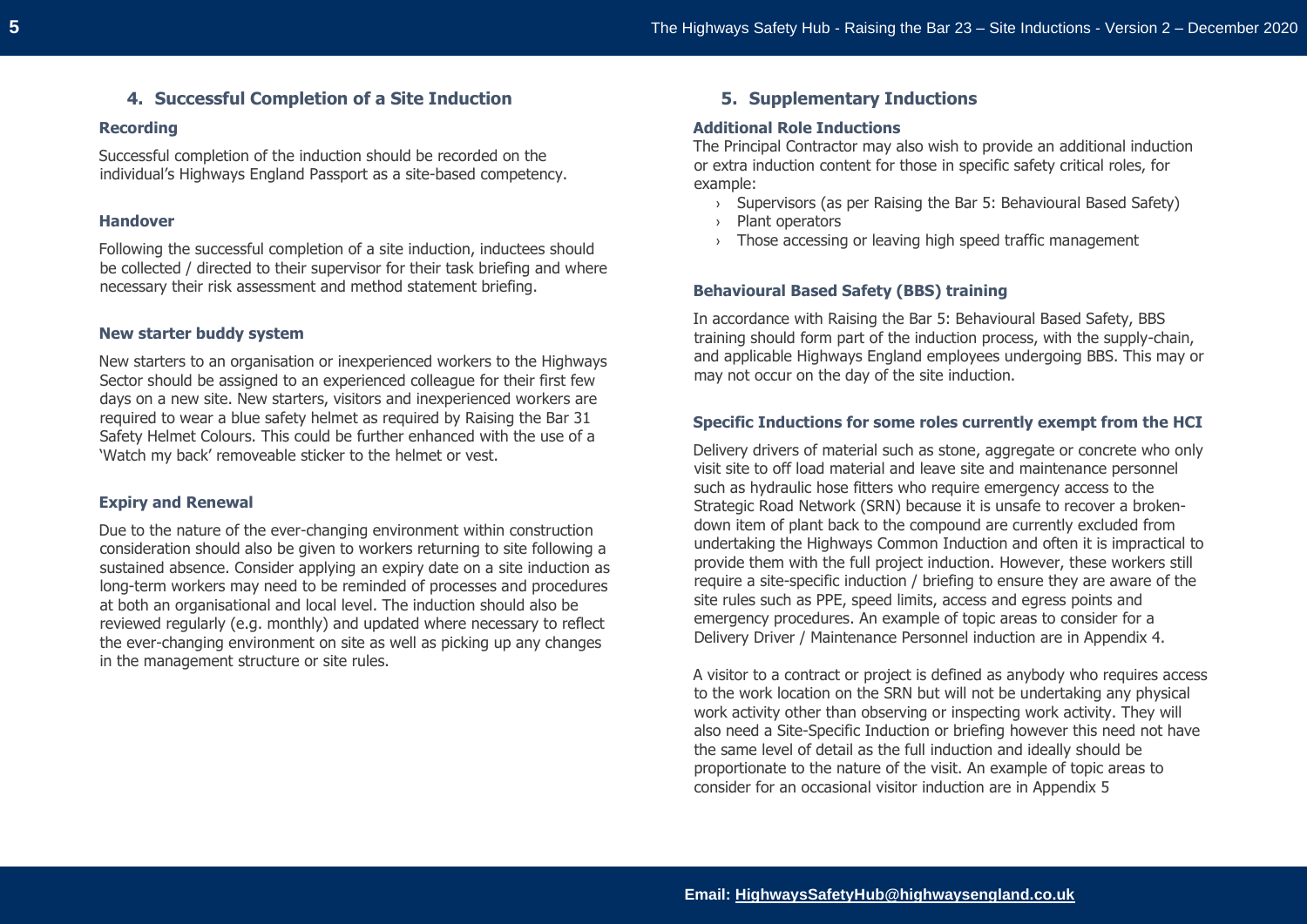## 4. Successful Completion of a Site Induction

### Recording

Successful completion of the induction should be recorded on the individual's Highways England Passport as a site-based competency.

### Handover

Following the successful completion of a site induction, inductees should be collected / directed to their supervisor for their task briefing and where necessary their risk assessment and method statement briefing.

### New starter buddy system

New starters to an organisation or inexperienced workers to the Highways Sector should be assigned to an experienced colleague for their first few days on a new site. New starters, visitors and inexperienced workers are required to wear a blue safety helmet as required by Raising the Bar 31 Safety Helmet Colours. This could be further enhanced with the use of a 'Watch my back' removeable sticker to the helmet or vest.

### Expiry and Renewal

Due to the nature of the ever-changing environment within construction consideration should also be given to workers returning to site following a sustained absence. Consider applying an expiry date on a site induction as long-term workers may need to be reminded of processes and procedures at both an organisational and local level. The induction should also be reviewed regularly (e.g. monthly) and updated where necessary to reflect the ever-changing environment on site as well as picking up any changes in the management structure or site rules.

## 5. Supplementary Inductions

### Additional Role Inductions

The Principal Contractor may also wish to provide an additional induction or extra induction content for those in specific safety critical roles, for example:

- Supervisors (as per Raising the Bar 5: Behavioural Based Safety)
- Plant operators
- Those accessing or leaving high speed traffic management

### Behavioural Based Safety (BBS) training

In accordance with Raising the Bar 5: Behavioural Based Safety, BBS training should form part of the induction process, with the supply-chain, and applicable Highways England employees undergoing BBS. This may or may not occur on the day of the site induction.

### Specific Inductions for some roles currently exempt from the HCI

Delivery drivers of material such as stone, aggregate or concrete who only visit site to off load material and leave site and maintenance personnel such as hydraulic hose fitters who require emergency access to the Strategic Road Network (SRN) because it is unsafe to recover a broken-down item of plant back to the compound are currently excluded from undertaking the Highways Common Induction and often it is impractical to provide them with the full project induction. However, these workers still require a site-specific induction / briefing to ensure they are aware of the site rules such as PPE, speed limits, access and egress points and emergency procedures. An example of topic areas to consider for a Delivery Driver / Maintenance Personnel induction are in Appendix 4.

A visitor to a contract or project is defined as anybody who requires access to the work location on the SRN but will not be undertaking any physical work activity other than observing or inspecting work activity. They will also need a Site-Specific Induction or briefing however this need not have the same level of detail as the full induction and ideally should be proportionate to the nature of the visit. An example of topic areas to consider for an occasional visitor induction are in Appendix 5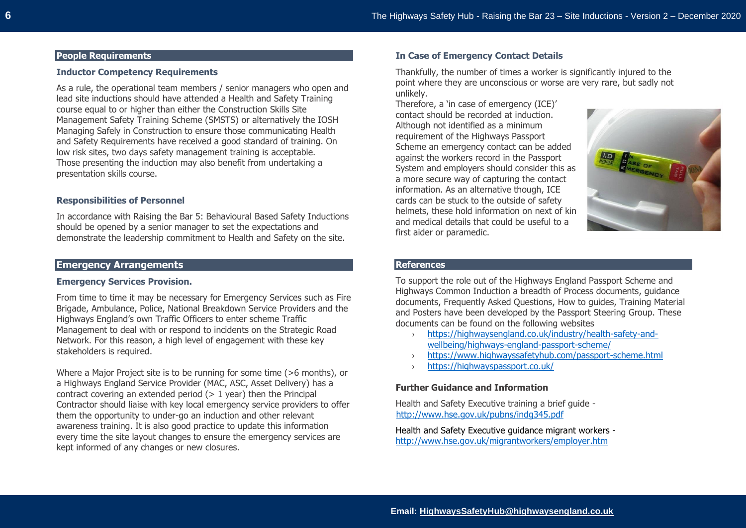## People Requirements

### Inductor Competency Requirements

As a rule, the operational team members / senior managers who open and lead site inductions should have attended a Health and Safety Training course equal to or higher than either the Construction Skills Site Management Safety Training Scheme (SMSTS) or alternatively the IOSH Managing Safely in Construction to ensure those communicating Health and Safety Requirements have received a good standard of training. On low risk sites, two days safety management training is acceptable. Those presenting the induction may also benefit from undertaking a presentation skills course.

### Responsibilities of Personnel

In accordance with Raising the Bar 5: Behavioural Based Safety Inductions should be opened by a senior manager to set the expectations and demonstrate the leadership commitment to Health and Safety on the site.

## Emergency Arrangements

### Emergency Services Provision.

From time to time it may be necessary for Emergency Services such as Fire Brigade, Ambulance, Police, National Breakdown Service Providers and the Highways England's own Traffic Officers to enter scheme Traffic Management to deal with or respond to incidents on the Strategic Road Network. For this reason, a high level of engagement with these key stakeholders is required.

Where a Major Project site is to be running for some time (>6 months), or a Highways England Service Provider (MAC, ASC, Asset Delivery) has a contract covering an extended period (> 1 year) then the Principal Contractor should liaise with key local emergency service providers to offer them the opportunity to under-go an induction and other relevant awareness training. It is also good practice to update this information every time the site layout changes to ensure the emergency services are kept informed of any changes or new closures.

### In Case of Emergency Contact Details

Thankfully, the number of times a worker is significantly injured to the point where they are unconscious or worse are very rare, but sadly not unlikely.

Therefore, a 'in case of emergency (ICE)' contact should be recorded at induction. Although not identified as a minimum requirement of the Highways Passport Scheme an emergency contact can be added against the workers record in the Passport System and employers should consider this as a more secure way of capturing the contact information. As an alternative though, ICE cards can be stuck to the outside of safety helmets, these hold information on next of kin and medical details that could be useful to a first aider or paramedic.

## References

To support the role out of the Highways England Passport Scheme and Highways Common Induction a breadth of Process documents, guidance documents, Frequently Asked Questions, How to guides, Training Material and Posters have been developed by the Passport Steering Group. These documents can be found on the following websites

- https://highwaysengland.co.uk/industry/health-safety-and-wellbeing/highways-england-passport-scheme/
- https://www.highwayssafetyhub.com/passport-scheme.html
- https://highwayspassport.co.uk/

### Further Guidance and Information

Health and Safety Executive training a brief guide - http://www.hse.gov.uk/pubns/indg345.pdf

Health and Safety Executive guidance migrant workers - http://www.hse.gov.uk/migrantworkers/employer.htm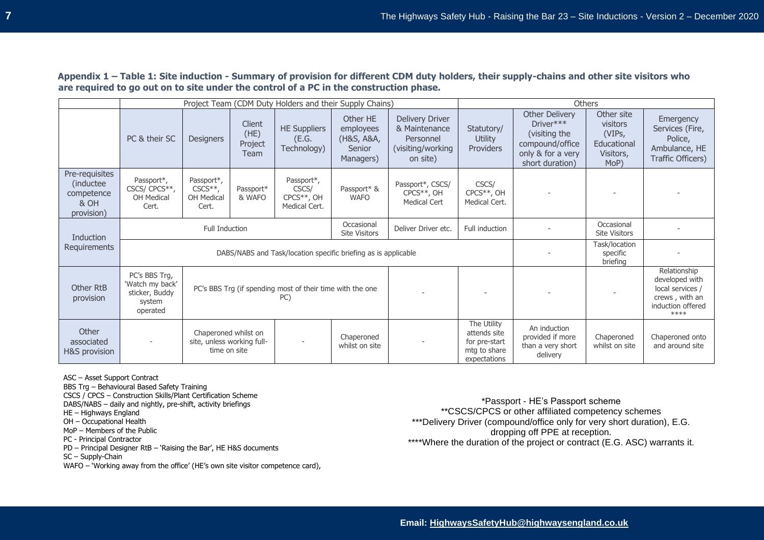**Appendix 1 – Table 1: Site induction - Summary of provision for different CDM duty holders, their supply-chains and other site visitors who are required to go out on to site under the control of a PC in the construction phase.**

| | Project Team (CDM Duty Holders and their Supply Chains) | | | | | | Others | | | |
|---|---|---|---|---|---|---|---|---|---|---|
| | PC & their SC | Designers | Client (HE) Project Team | HE Suppliers (E.G. Technology) | Other HE employees (H&S, A&A, Senior Managers) | Delivery Driver & Maintenance Personnel (visiting/working on site) | Statutory/ Utility Providers | Other Delivery Driver*** (visiting the compound/office only & for a very short duration) | Other site visitors (VIPs, Educational Visitors, MoP) | Emergency Services (Fire, Police, Ambulance, HE Traffic Officers) |
| Pre-requisites (inductee competence & OH provision) | Passport*, CSCS/ CPCS**, OH Medical Cert. | Passport*, CSCS**, OH Medical Cert. | Passport* & WAFO | Passport*, CSCS/ CPCS**, OH Medical Cert. | Passport* & WAFO | Passport*, CSCS/ CPCS**, OH Medical Cert | CSCS/ CPCS**, OH Medical Cert. | - | - | - |
| Induction Requirements | Full Induction | | | | Occasional Site Visitors | Deliver Driver etc. | Full induction | - | Occasional Site Visitors | - |
| | DABS/NABS and Task/location specific briefing as is applicable | | | | | | | - | Task/location specific briefing | - |
| Other RtB provision | PC's BBS Trg, 'Watch my back' sticker, Buddy system operated | PC's BBS Trg (if spending most of their time with the one PC) | | | | - | - | - | - | Relationship developed with local services / crews , with an induction offered **** |
| Other associated H&S provision | - | Chaperoned whilst on site, unless working full-time on site | | - | Chaperoned whilst on site | - | The Utility attends site for pre-start mtg to share expectations | An induction provided if more than a very short delivery | Chaperoned whilst on site | Chaperoned onto and around site |

ASC – Asset Support Contract
BBS Trg – Behavioural Based Safety Training
CSCS / CPCS – Construction Skills/Plant Certification Scheme
DABS/NABS – daily and nightly, pre-shift, activity briefings
HE – Highways England
OH – Occupational Health
MoP – Members of the Public
PC - Principal Contractor
PD – Principal Designer RtB – 'Raising the Bar', HE H&S documents
SC – Supply-Chain
WAFO – 'Working away from the office' (HE's own site visitor competence card),

*Passport - HE's Passport scheme
**CSCS/CPCS or other affiliated competency schemes
***Delivery Driver (compound/office only for very short duration), E.G. dropping off PPE at reception.
****Where the duration of the project or contract (E.G. ASC) warrants it.

Email: HighwaysSafetyHub@highwaysengland.co.uk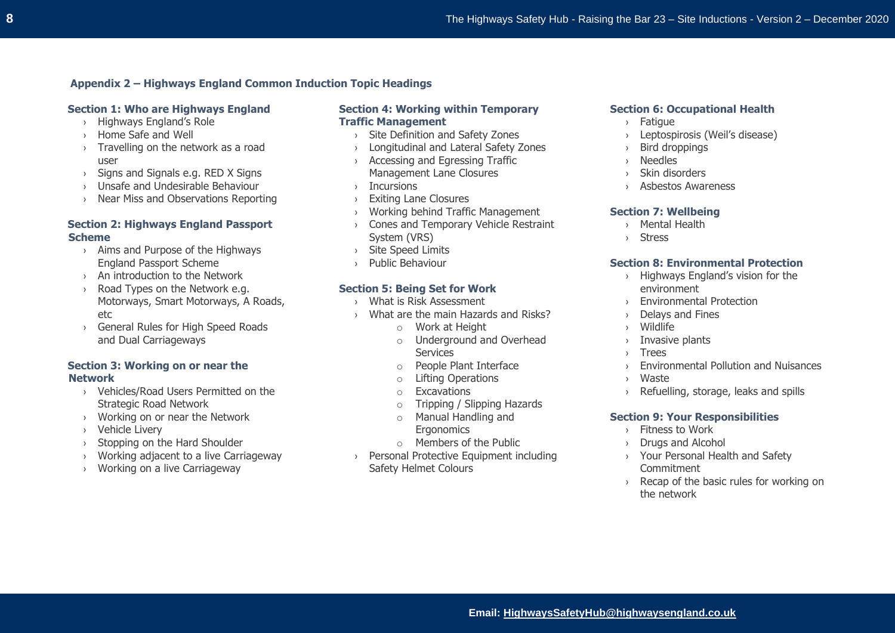## Appendix 2 – Highways England Common Induction Topic Headings

### Section 1: Who are Highways England

- Highways England's Role
- Home Safe and Well
- Travelling on the network as a road user
- Signs and Signals e.g. RED X Signs
- Unsafe and Undesirable Behaviour
- Near Miss and Observations Reporting

### Section 2: Highways England Passport Scheme

- Aims and Purpose of the Highways England Passport Scheme
- An introduction to the Network
- Road Types on the Network e.g. Motorways, Smart Motorways, A Roads, etc
- General Rules for High Speed Roads and Dual Carriageways

### Section 3: Working on or near the Network

- Vehicles/Road Users Permitted on the Strategic Road Network
- Working on or near the Network
- Vehicle Livery
- Stopping on the Hard Shoulder
- Working adjacent to a live Carriageway
- Working on a live Carriageway

### Section 4: Working within Temporary Traffic Management

- Site Definition and Safety Zones
- Longitudinal and Lateral Safety Zones
- Accessing and Egressing Traffic Management Lane Closures
- Incursions
- Exiting Lane Closures
- Working behind Traffic Management
- Cones and Temporary Vehicle Restraint System (VRS)
- Site Speed Limits
- Public Behaviour

### Section 5: Being Set for Work

- What is Risk Assessment
- What are the main Hazards and Risks?
    - Work at Height
    - Underground and Overhead Services
    - People Plant Interface
    - Lifting Operations
    - Excavations
    - Tripping / Slipping Hazards
    - Manual Handling and Ergonomics
    - Members of the Public
- Personal Protective Equipment including Safety Helmet Colours

### Section 6: Occupational Health

- Fatigue
- Leptospirosis (Weil's disease)
- Bird droppings
- Needles
- Skin disorders
- Asbestos Awareness

### Section 7: Wellbeing

- Mental Health
- Stress

### Section 8: Environmental Protection

- Highways England's vision for the environment
- Environmental Protection
- Delays and Fines
- Wildlife
- Invasive plants
- Trees
- Environmental Pollution and Nuisances
- Waste
- Refuelling, storage, leaks and spills

### Section 9: Your Responsibilities

- Fitness to Work
- Drugs and Alcohol
- Your Personal Health and Safety Commitment
- Recap of the basic rules for working on the network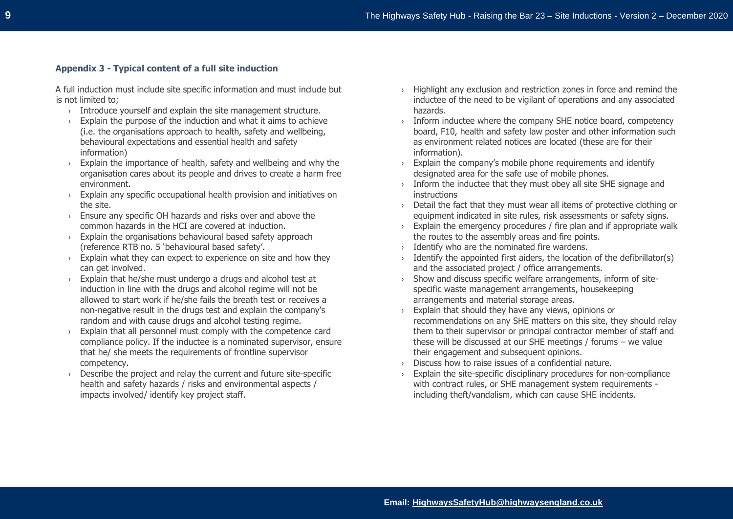### Appendix 3 - Typical content of a full site induction

A full induction must include site specific information and must include but is not limited to;

- Introduce yourself and explain the site management structure.
- Explain the purpose of the induction and what it aims to achieve (i.e. the organisations approach to health, safety and wellbeing, behavioural expectations and essential health and safety information)
- Explain the importance of health, safety and wellbeing and why the organisation cares about its people and drives to create a harm free environment.
- Explain any specific occupational health provision and initiatives on the site.
- Ensure any specific OH hazards and risks over and above the common hazards in the HCI are covered at induction.
- Explain the organisations behavioural based safety approach (reference RTB no. 5 'behavioural based safety'.
- Explain what they can expect to experience on site and how they can get involved.
- Explain that he/she must undergo a drugs and alcohol test at induction in line with the drugs and alcohol regime will not be allowed to start work if he/she fails the breath test or receives a non-negative result in the drugs test and explain the company's random and with cause drugs and alcohol testing regime.
- Explain that all personnel must comply with the competence card compliance policy. If the inductee is a nominated supervisor, ensure that he/ she meets the requirements of frontline supervisor competency.
- Describe the project and relay the current and future site-specific health and safety hazards / risks and environmental aspects / impacts involved/ identify key project staff.
- Highlight any exclusion and restriction zones in force and remind the inductee of the need to be vigilant of operations and any associated hazards.
- Inform inductee where the company SHE notice board, competency board, F10, health and safety law poster and other information such as environment related notices are located (these are for their information).
- Explain the company's mobile phone requirements and identify designated area for the safe use of mobile phones.
- Inform the inductee that they must obey all site SHE signage and instructions
- Detail the fact that they must wear all items of protective clothing or equipment indicated in site rules, risk assessments or safety signs.
- Explain the emergency procedures / fire plan and if appropriate walk the routes to the assembly areas and fire points.
- Identify who are the nominated fire wardens.
- Identify the appointed first aiders, the location of the defibrillator(s) and the associated project / office arrangements.
- Show and discuss specific welfare arrangements, inform of site-specific waste management arrangements, housekeeping arrangements and material storage areas.
- Explain that should they have any views, opinions or recommendations on any SHE matters on this site, they should relay them to their supervisor or principal contractor member of staff and these will be discussed at our SHE meetings / forums – we value their engagement and subsequent opinions.
- Discuss how to raise issues of a confidential nature.
- Explain the site-specific disciplinary procedures for non-compliance with contract rules, or SHE management system requirements - including theft/vandalism, which can cause SHE incidents.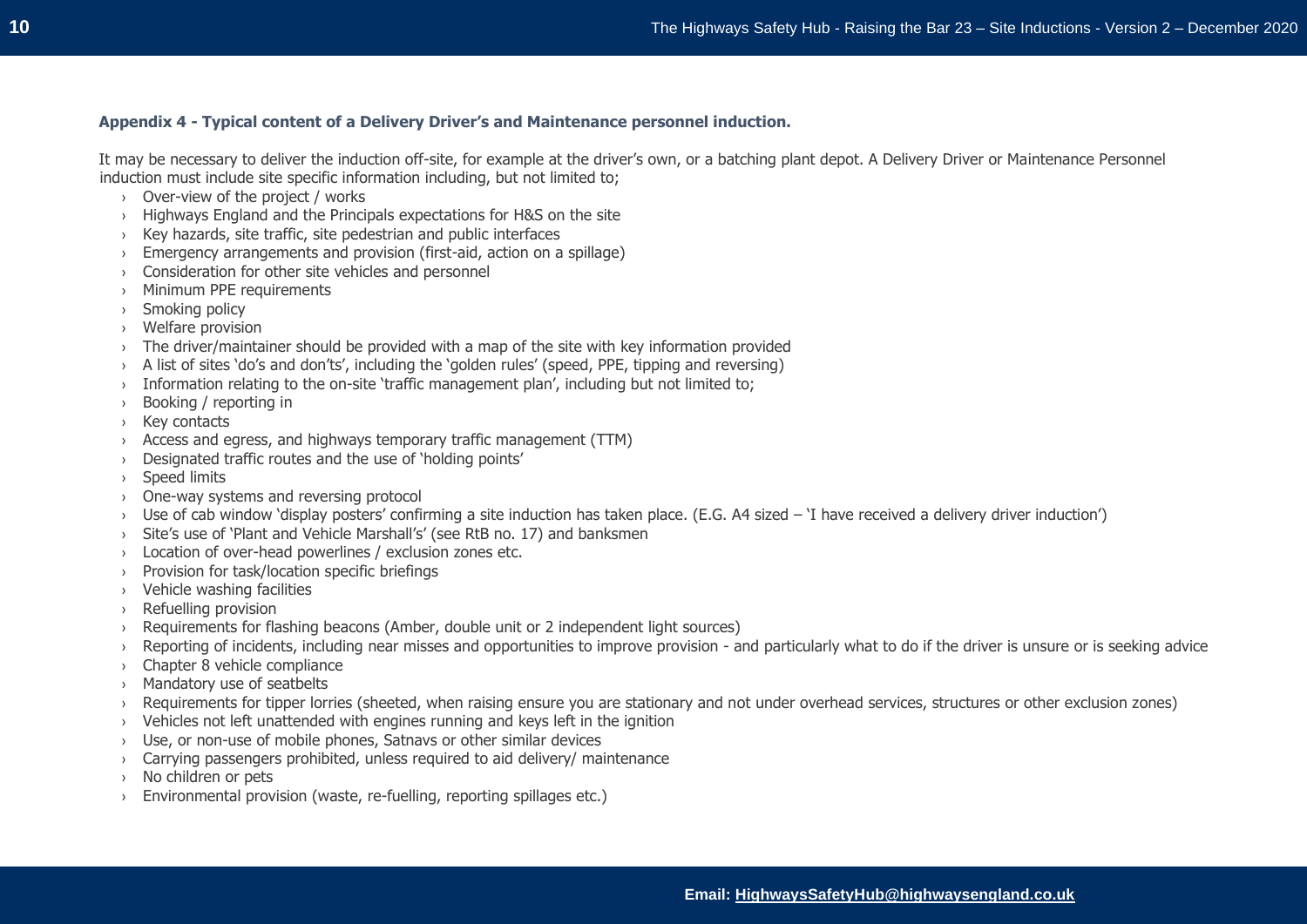### Appendix 4 - Typical content of a Delivery Driver's and Maintenance personnel induction.

It may be necessary to deliver the induction off-site, for example at the driver's own, or a batching plant depot. A Delivery Driver or Maintenance Personnel induction must include site specific information including, but not limited to;

- Over-view of the project / works
- Highways England and the Principals expectations for H&S on the site
- Key hazards, site traffic, site pedestrian and public interfaces
- Emergency arrangements and provision (first-aid, action on a spillage)
- Consideration for other site vehicles and personnel
- Minimum PPE requirements
- Smoking policy
- Welfare provision
- The driver/maintainer should be provided with a map of the site with key information provided
- A list of sites 'do's and don'ts', including the 'golden rules' (speed, PPE, tipping and reversing)
- Information relating to the on-site 'traffic management plan', including but not limited to;
- Booking / reporting in
- Key contacts
- Access and egress, and highways temporary traffic management (TTM)
- Designated traffic routes and the use of 'holding points'
- Speed limits
- One-way systems and reversing protocol
- Use of cab window 'display posters' confirming a site induction has taken place. (E.G. A4 sized – 'I have received a delivery driver induction')
- Site's use of 'Plant and Vehicle Marshall's' (see RtB no. 17) and banksmen
- Location of over-head powerlines / exclusion zones etc.
- Provision for task/location specific briefings
- Vehicle washing facilities
- Refuelling provision
- Requirements for flashing beacons (Amber, double unit or 2 independent light sources)
- Reporting of incidents, including near misses and opportunities to improve provision - and particularly what to do if the driver is unsure or is seeking advice
- Chapter 8 vehicle compliance
- Mandatory use of seatbelts
- Requirements for tipper lorries (sheeted, when raising ensure you are stationary and not under overhead services, structures or other exclusion zones)
- Vehicles not left unattended with engines running and keys left in the ignition
- Use, or non-use of mobile phones, Satnavs or other similar devices
- Carrying passengers prohibited, unless required to aid delivery/ maintenance
- No children or pets
- Environmental provision (waste, re-fuelling, reporting spillages etc.)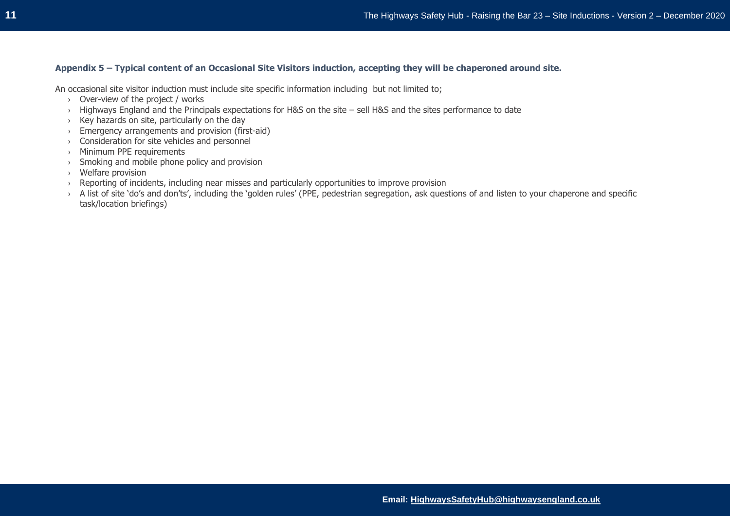### Appendix 5 – Typical content of an Occasional Site Visitors induction, accepting they will be chaperoned around site.

An occasional site visitor induction must include site specific information including but not limited to;

- Over-view of the project / works
- Highways England and the Principals expectations for H&S on the site – sell H&S and the sites performance to date
- Key hazards on site, particularly on the day
- Emergency arrangements and provision (first-aid)
- Consideration for site vehicles and personnel
- Minimum PPE requirements
- Smoking and mobile phone policy and provision
- Welfare provision
- Reporting of incidents, including near misses and particularly opportunities to improve provision
- A list of site 'do's and don'ts', including the 'golden rules' (PPE, pedestrian segregation, ask questions of and listen to your chaperone and specific task/location briefings)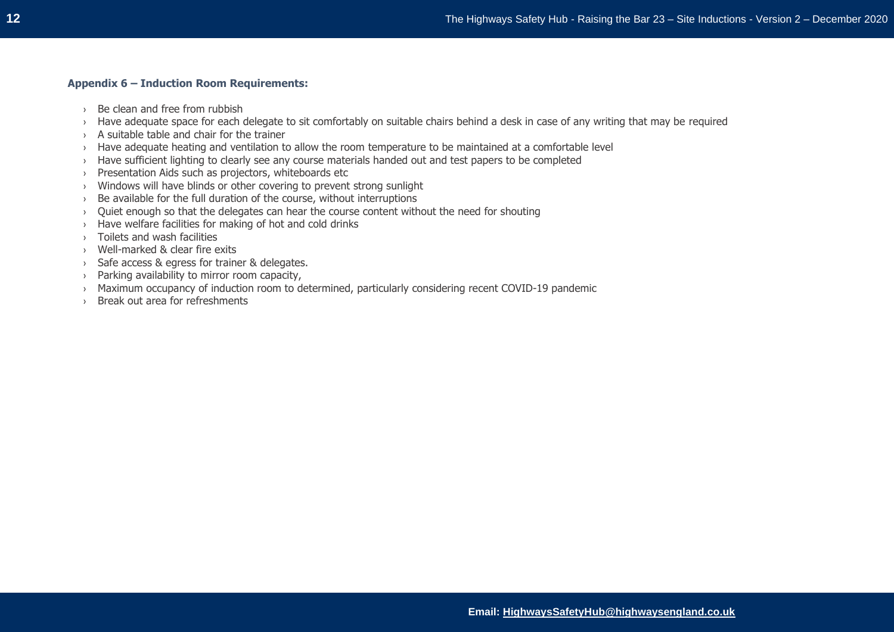**Appendix 6 – Induction Room Requirements:**

- Be clean and free from rubbish
- Have adequate space for each delegate to sit comfortably on suitable chairs behind a desk in case of any writing that may be required
- A suitable table and chair for the trainer
- Have adequate heating and ventilation to allow the room temperature to be maintained at a comfortable level
- Have sufficient lighting to clearly see any course materials handed out and test papers to be completed
- Presentation Aids such as projectors, whiteboards etc
- Windows will have blinds or other covering to prevent strong sunlight
- Be available for the full duration of the course, without interruptions
- Quiet enough so that the delegates can hear the course content without the need for shouting
- Have welfare facilities for making of hot and cold drinks
- Toilets and wash facilities
- Well-marked & clear fire exits
- Safe access & egress for trainer & delegates.
- Parking availability to mirror room capacity,
- Maximum occupancy of induction room to determined, particularly considering recent COVID-19 pandemic
- Break out area for refreshments